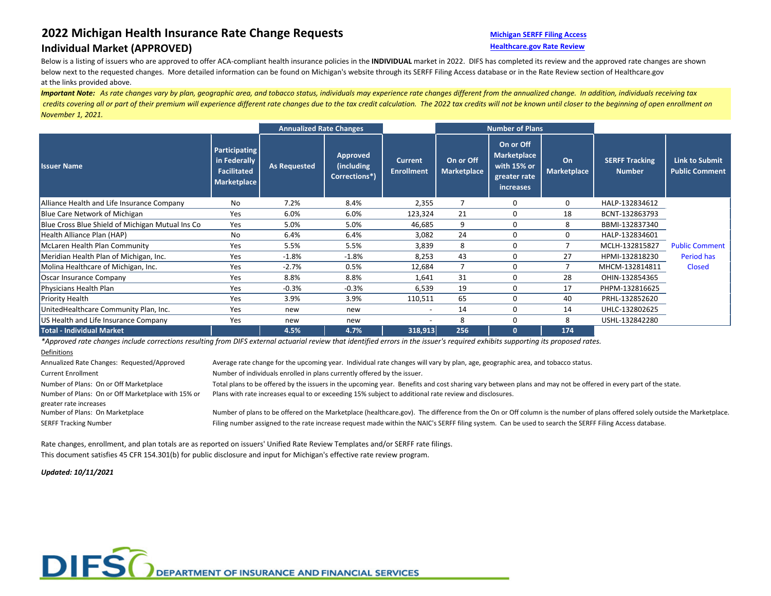# 2022 Michigan Health Insurance Rate Change Requests

## Individual Market (APPROVED)

Michigan SERFF Filing Access

Healthcare.gov Rate Review

Below is a listing of issuers who are approved to offer ACA-compliant health insurance policies in the **INDIVIDUAL** market in 2022. DIFS has completed its review and the approved rate changes are shown below next to the requested changes. More detailed information can be found on Michigan's website through its SERFF Filing Access database or in the Rate Review section of Healthcare.gov at the links provided above.

***Important Note:*** *As rate changes vary by plan, geographic area, and tobacco status, individuals may experience rate changes different from the annualized change. In addition, individuals receiving tax credits covering all or part of their premium will experience different rate changes due to the tax credit calculation. The 2022 tax credits will not be known until closer to the beginning of open enrollment on November 1, 2021.*

| | | Annualized Rate Changes | | | Number of Plans | | | | |
|---|---|---|---|---|---|---|---|---|---|
| **Issuer Name** | **Participating in Federally Facilitated Marketplace** | **As Requested** | **Approved (including Corrections*)** | **Current Enrollment** | **On or Off Marketplace** | **On or Off Marketplace with 15% or greater rate increases** | **On Marketplace** | **SERFF Tracking Number** | **Link to Submit Public Comment** |
| Alliance Health and Life Insurance Company | No | 7.2% | 8.4% | 2,355 | 7 | 0 | 0 | HALP-132834612 | Public Comment Period has Closed |
| Blue Care Network of Michigan | Yes | 6.0% | 6.0% | 123,324 | 21 | 0 | 18 | BCNT-132863793 | |
| Blue Cross Blue Shield of Michigan Mutual Ins Co | Yes | 5.0% | 5.0% | 46,685 | 9 | 0 | 8 | BBMI-132837340 | |
| Health Alliance Plan (HAP) | No | 6.4% | 6.4% | 3,082 | 24 | 0 | 0 | HALP-132834601 | |
| McLaren Health Plan Community | Yes | 5.5% | 5.5% | 3,839 | 8 | 0 | 7 | MCLH-132815827 | |
| Meridian Health Plan of Michigan, Inc. | Yes | -1.8% | -1.8% | 8,253 | 43 | 0 | 27 | HPMI-132818230 | |
| Molina Healthcare of Michigan, Inc. | Yes | -2.7% | 0.5% | 12,684 | 7 | 0 | 7 | MHCM-132814811 | |
| Oscar Insurance Company | Yes | 8.8% | 8.8% | 1,641 | 31 | 0 | 28 | OHIN-132854365 | |
| Physicians Health Plan | Yes | -0.3% | -0.3% | 6,539 | 19 | 0 | 17 | PHPM-132816625 | |
| Priority Health | Yes | 3.9% | 3.9% | 110,511 | 65 | 0 | 40 | PRHL-132852620 | |
| UnitedHealthcare Community Plan, Inc. | Yes | new | new | - | 14 | 0 | 14 | UHLC-132802625 | |
| US Health and Life Insurance Company | Yes | new | new | - | 8 | 0 | 8 | USHL-132842280 | |
| **Total - Individual Market** | | **4.5%** | **4.7%** | **318,913** | **256** | **0** | **174** | | |

*\*Approved rate changes include corrections resulting from DIFS external actuarial review that identified errors in the issuer's required exhibits supporting its proposed rates.*

Definitions

| | |
|---|---|
| Annualized Rate Changes: Requested/Approved | Average rate change for the upcoming year. Individual rate changes will vary by plan, age, geographic area, and tobacco status. |
| Current Enrollment | Number of individuals enrolled in plans currently offered by the issuer. |
| Number of Plans: On or Off Marketplace | Total plans to be offered by the issuers in the upcoming year. Benefits and cost sharing vary between plans and may not be offered in every part of the state. |
| Number of Plans: On or Off Marketplace with 15% or greater rate increases | Plans with rate increases equal to or exceeding 15% subject to additional rate review and disclosures. |
| Number of Plans: On Marketplace | Number of plans to be offered on the Marketplace (healthcare.gov). The difference from the On or Off column is the number of plans offered solely outside the Marketplace. |
| SERFF Tracking Number | Filing number assigned to the rate increase request made within the NAIC's SERFF filing system. Can be used to search the SERFF Filing Access database. |

Rate changes, enrollment, and plan totals are as reported on issuers' Unified Rate Review Templates and/or SERFF rate filings.

This document satisfies 45 CFR 154.301(b) for public disclosure and input for Michigan's effective rate review program.

***Updated: 10/11/2021***

DIFS DEPARTMENT OF INSURANCE AND FINANCIAL SERVICES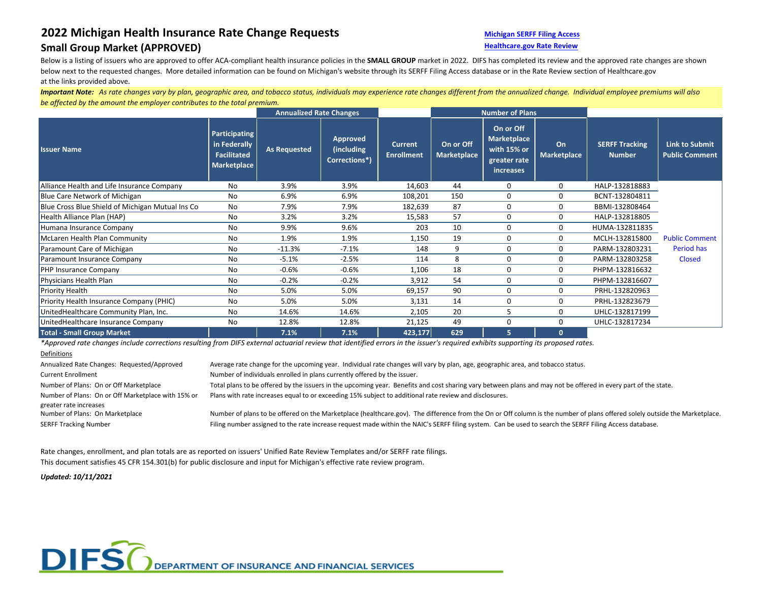# 2022 Michigan Health Insurance Rate Change Requests

## Small Group Market (APPROVED)

Michigan SERFF Filing Access

Healthcare.gov Rate Review

Below is a listing of issuers who are approved to offer ACA-compliant health insurance policies in the **SMALL GROUP** market in 2022. DIFS has completed its review and the approved rate changes are shown below next to the requested changes. More detailed information can be found on Michigan's website through its SERFF Filing Access database or in the Rate Review section of Healthcare.gov at the links provided above.

***Important Note:*** *As rate changes vary by plan, geographic area, and tobacco status, individuals may experience rate changes different from the annualized change. Individual employee premiums will also be affected by the amount the employer contributes to the total premium.*

| | | Annualized Rate Changes | | | Number of Plans | | | | |
|---|---|---|---|---|---|---|---|---|---|
| Issuer Name | Participating in Federally Facilitated Marketplace | As Requested | Approved (including Corrections*) | Current Enrollment | On or Off Marketplace | On or Off Marketplace with 15% or greater rate increases | On Marketplace | SERFF Tracking Number | Link to Submit Public Comment |
| Alliance Health and Life Insurance Company | No | 3.9% | 3.9% | 14,603 | 44 | 0 | 0 | HALP-132818883 | Public Comment Period has Closed |
| Blue Care Network of Michigan | No | 6.9% | 6.9% | 108,201 | 150 | 0 | 0 | BCNT-132804811 | |
| Blue Cross Blue Shield of Michigan Mutual Ins Co | No | 7.9% | 7.9% | 182,639 | 87 | 0 | 0 | BBMI-132808464 | |
| Health Alliance Plan (HAP) | No | 3.2% | 3.2% | 15,583 | 57 | 0 | 0 | HALP-132818805 | |
| Humana Insurance Company | No | 9.9% | 9.6% | 203 | 10 | 0 | 0 | HUMA-132811835 | |
| McLaren Health Plan Community | No | 1.9% | 1.9% | 1,150 | 19 | 0 | 0 | MCLH-132815800 | |
| Paramount Care of Michigan | No | -11.3% | -7.1% | 148 | 9 | 0 | 0 | PARM-132803231 | |
| Paramount Insurance Company | No | -5.1% | -2.5% | 114 | 8 | 0 | 0 | PARM-132803258 | |
| PHP Insurance Company | No | -0.6% | -0.6% | 1,106 | 18 | 0 | 0 | PHPM-132816632 | |
| Physicians Health Plan | No | -0.2% | -0.2% | 3,912 | 54 | 0 | 0 | PHPM-132816607 | |
| Priority Health | No | 5.0% | 5.0% | 69,157 | 90 | 0 | 0 | PRHL-132820963 | |
| Priority Health Insurance Company (PHIC) | No | 5.0% | 5.0% | 3,131 | 14 | 0 | 0 | PRHL-132823679 | |
| UnitedHealthcare Community Plan, Inc. | No | 14.6% | 14.6% | 2,105 | 20 | 5 | 0 | UHLC-132817199 | |
| UnitedHealthcare Insurance Company | No | 12.8% | 12.8% | 21,125 | 49 | 0 | 0 | UHLC-132817234 | |
| **Total - Small Group Market** | | **7.1%** | **7.1%** | **423,177** | **629** | **5** | **0** | | |

*Approved rate changes include corrections resulting from DIFS external actuarial review that identified errors in the issuer's required exhibits supporting its proposed rates.*

Definitions

| | |
|---|---|
| Annualized Rate Changes: Requested/Approved | Average rate change for the upcoming year. Individual rate changes will vary by plan, age, geographic area, and tobacco status. |
| Current Enrollment | Number of individuals enrolled in plans currently offered by the issuer. |
| Number of Plans: On or Off Marketplace | Total plans to be offered by the issuers in the upcoming year. Benefits and cost sharing vary between plans and may not be offered in every part of the state. |
| Number of Plans: On or Off Marketplace with 15% or greater rate increases | Plans with rate increases equal to or exceeding 15% subject to additional rate review and disclosures. |
| Number of Plans: On Marketplace | Number of plans to be offered on the Marketplace (healthcare.gov). The difference from the On or Off column is the number of plans offered solely outside the Marketplace. |
| SERFF Tracking Number | Filing number assigned to the rate increase request made within the NAIC's SERFF filing system. Can be used to search the SERFF Filing Access database. |

Rate changes, enrollment, and plan totals are as reported on issuers' Unified Rate Review Templates and/or SERFF rate filings.
This document satisfies 45 CFR 154.301(b) for public disclosure and input for Michigan's effective rate review program.

***Updated: 10/11/2021***

DIFS DEPARTMENT OF INSURANCE AND FINANCIAL SERVICES